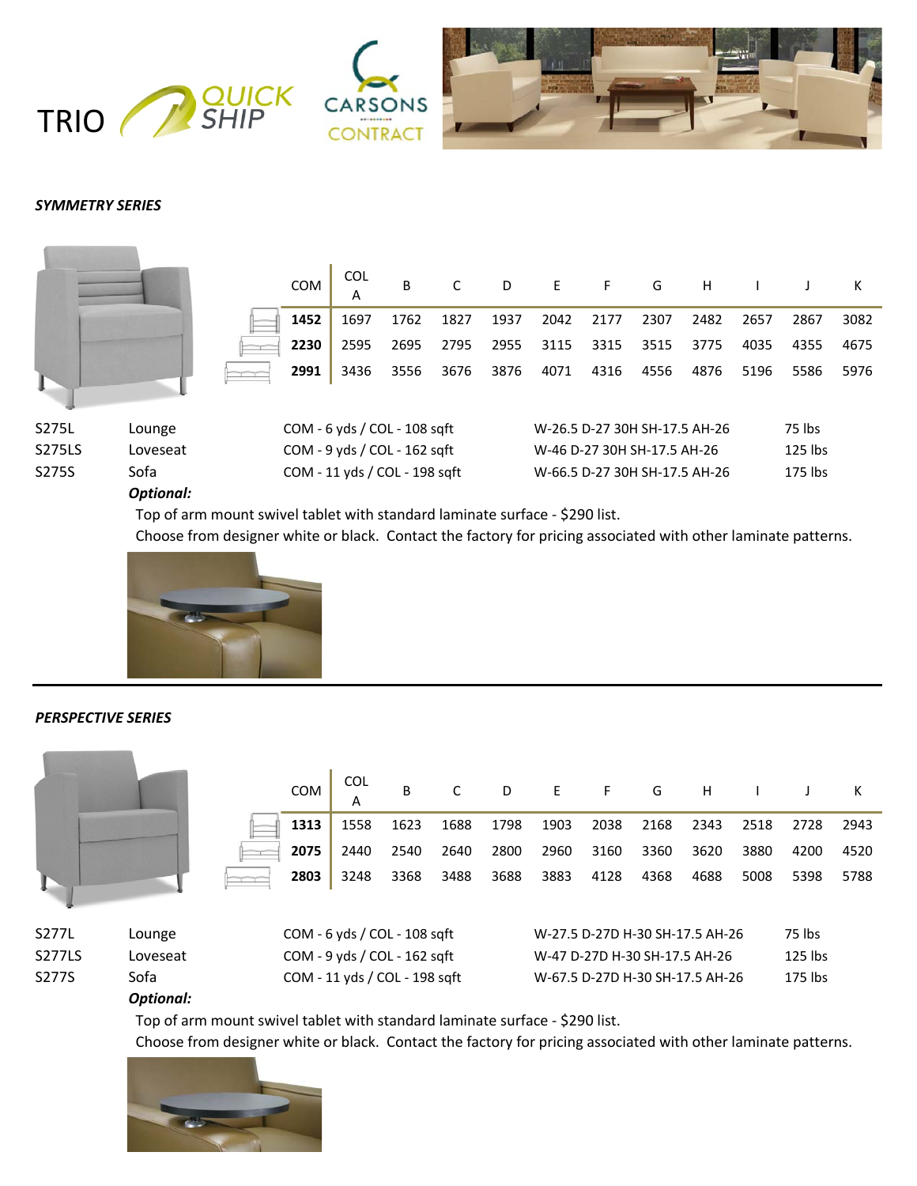TRIO QUICK SHIP CARSONS CONTRACT

***SYMMETRY SERIES***

| | COM | COL A | B | C | D | E | F | G | H | I | J | K |
|---|---|---|---|---|---|---|---|---|---|---|---|---|
| Lounge | **1452** | 1697 | 1762 | 1827 | 1937 | 2042 | 2177 | 2307 | 2482 | 2657 | 2867 | 3082 |
| Loveseat | **2230** | 2595 | 2695 | 2795 | 2955 | 3115 | 3315 | 3515 | 3775 | 4035 | 4355 | 4675 |
| Sofa | **2991** | 3436 | 3556 | 3676 | 3876 | 4071 | 4316 | 4556 | 4876 | 5196 | 5586 | 5976 |

| | | | | |
|---|---|---|---|---|
| S275L | Lounge | COM - 6 yds / COL - 108 sqft | W-26.5 D-27 30H SH-17.5 AH-26 | 75 lbs |
| S275LS | Loveseat | COM - 9 yds / COL - 162 sqft | W-46 D-27 30H SH-17.5 AH-26 | 125 lbs |
| S275S | Sofa | COM - 11 yds / COL - 198 sqft | W-66.5 D-27 30H SH-17.5 AH-26 | 175 lbs |

***Optional:***

Top of arm mount swivel tablet with standard laminate surface - $290 list.
Choose from designer white or black. Contact the factory for pricing associated with other laminate patterns.

***PERSPECTIVE SERIES***

| | COM | COL A | B | C | D | E | F | G | H | I | J | K |
|---|---|---|---|---|---|---|---|---|---|---|---|---|
| Lounge | **1313** | 1558 | 1623 | 1688 | 1798 | 1903 | 2038 | 2168 | 2343 | 2518 | 2728 | 2943 |
| Loveseat | **2075** | 2440 | 2540 | 2640 | 2800 | 2960 | 3160 | 3360 | 3620 | 3880 | 4200 | 4520 |
| Sofa | **2803** | 3248 | 3368 | 3488 | 3688 | 3883 | 4128 | 4368 | 4688 | 5008 | 5398 | 5788 |

| | | | | |
|---|---|---|---|---|
| S277L | Lounge | COM - 6 yds / COL - 108 sqft | W-27.5 D-27D H-30 SH-17.5 AH-26 | 75 lbs |
| S277LS | Loveseat | COM - 9 yds / COL - 162 sqft | W-47 D-27D H-30 SH-17.5 AH-26 | 125 lbs |
| S277S | Sofa | COM - 11 yds / COL - 198 sqft | W-67.5 D-27D H-30 SH-17.5 AH-26 | 175 lbs |

***Optional:***

Top of arm mount swivel tablet with standard laminate surface - $290 list.
Choose from designer white or black. Contact the factory for pricing associated with other laminate patterns.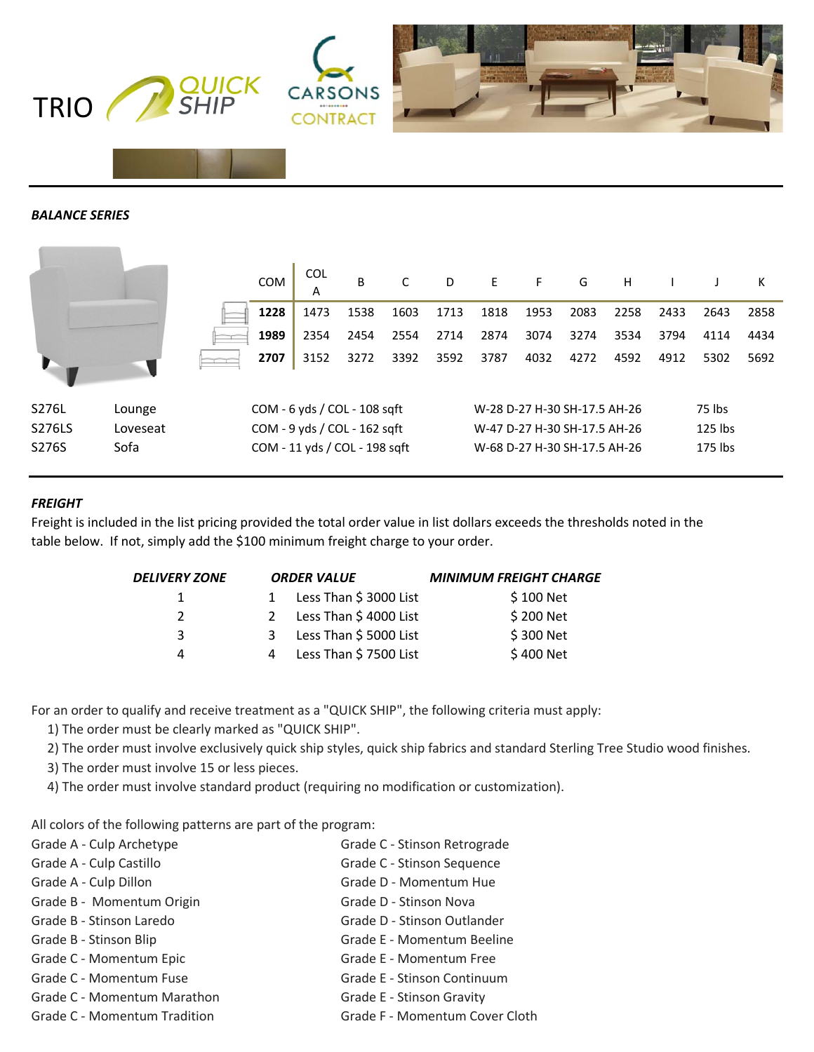TRIO QUICK SHIP CARSONS CONTRACT

***BALANCE SERIES***

| | COM | COL A | B | C | D | E | F | G | H | I | J | K |
|---|---|---|---|---|---|---|---|---|---|---|---|---|
| Lounge | **1228** | 1473 | 1538 | 1603 | 1713 | 1818 | 1953 | 2083 | 2258 | 2433 | 2643 | 2858 |
| Loveseat | **1989** | 2354 | 2454 | 2554 | 2714 | 2874 | 3074 | 3274 | 3534 | 3794 | 4114 | 4434 |
| Sofa | **2707** | 3152 | 3272 | 3392 | 3592 | 3787 | 4032 | 4272 | 4592 | 4912 | 5302 | 5692 |

| | | | | |
|---|---|---|---|---|
| S276L | Lounge | COM - 6 yds / COL - 108 sqft | W-28 D-27 H-30 SH-17.5 AH-26 | 75 lbs |
| S276LS | Loveseat | COM - 9 yds / COL - 162 sqft | W-47 D-27 H-30 SH-17.5 AH-26 | 125 lbs |
| S276S | Sofa | COM - 11 yds / COL - 198 sqft | W-68 D-27 H-30 SH-17.5 AH-26 | 175 lbs |

***FREIGHT***

Freight is included in the list pricing provided the total order value in list dollars exceeds the thresholds noted in the table below. If not, simply add the $100 minimum freight charge to your order.

| *DELIVERY ZONE* | *ORDER VALUE* | | *MINIMUM FREIGHT CHARGE* |
|---|---|---|---|
| 1 | 1 | Less Than $ 3000 List | $ 100 Net |
| 2 | 2 | Less Than $ 4000 List | $ 200 Net |
| 3 | 3 | Less Than $ 5000 List | $ 300 Net |
| 4 | 4 | Less Than $ 7500 List | $ 400 Net |

For an order to qualify and receive treatment as a "QUICK SHIP", the following criteria must apply:

1) The order must be clearly marked as "QUICK SHIP".
2) The order must involve exclusively quick ship styles, quick ship fabrics and standard Sterling Tree Studio wood finishes.
3) The order must involve 15 or less pieces.
4) The order must involve standard product (requiring no modification or customization).

All colors of the following patterns are part of the program:

Grade A - Culp Archetype
Grade A - Culp Castillo
Grade A - Culp Dillon
Grade B - Momentum Origin
Grade B - Stinson Laredo
Grade B - Stinson Blip
Grade C - Momentum Epic
Grade C - Momentum Fuse
Grade C - Momentum Marathon
Grade C - Momentum Tradition
Grade C - Stinson Retrograde
Grade C - Stinson Sequence
Grade D - Momentum Hue
Grade D - Stinson Nova
Grade D - Stinson Outlander
Grade E - Momentum Beeline
Grade E - Momentum Free
Grade E - Stinson Continuum
Grade E - Stinson Gravity
Grade F - Momentum Cover Cloth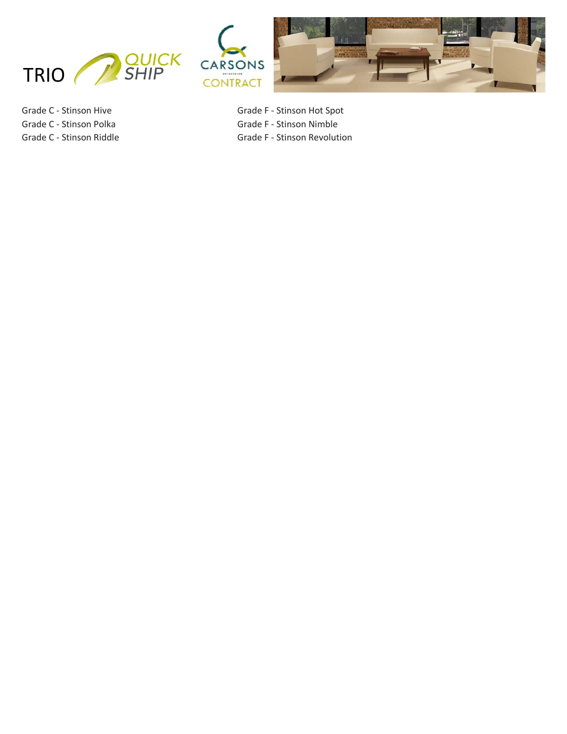TRIO QUICK SHIP

CARSONS CONTRACT

Grade C - Stinson Hive
Grade C - Stinson Polka
Grade C - Stinson Riddle

Grade F - Stinson Hot Spot
Grade F - Stinson Nimble
Grade F - Stinson Revolution